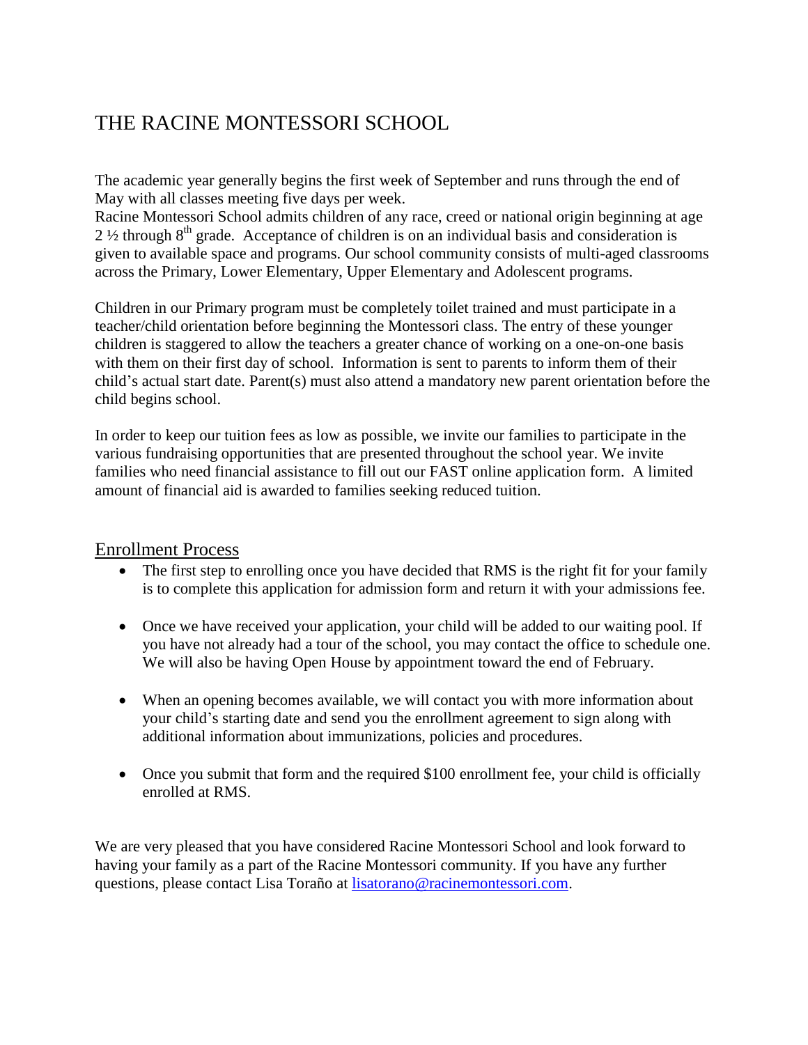# THE RACINE MONTESSORI SCHOOL

The academic year generally begins the first week of September and runs through the end of May with all classes meeting five days per week.
Racine Montessori School admits children of any race, creed or national origin beginning at age 2 ½ through 8th grade. Acceptance of children is on an individual basis and consideration is given to available space and programs. Our school community consists of multi-aged classrooms across the Primary, Lower Elementary, Upper Elementary and Adolescent programs.

Children in our Primary program must be completely toilet trained and must participate in a teacher/child orientation before beginning the Montessori class. The entry of these younger children is staggered to allow the teachers a greater chance of working on a one-on-one basis with them on their first day of school. Information is sent to parents to inform them of their child's actual start date. Parent(s) must also attend a mandatory new parent orientation before the child begins school.

In order to keep our tuition fees as low as possible, we invite our families to participate in the various fundraising opportunities that are presented throughout the school year. We invite families who need financial assistance to fill out our FAST online application form. A limited amount of financial aid is awarded to families seeking reduced tuition.

## Enrollment Process

- The first step to enrolling once you have decided that RMS is the right fit for your family is to complete this application for admission form and return it with your admissions fee.
- Once we have received your application, your child will be added to our waiting pool. If you have not already had a tour of the school, you may contact the office to schedule one. We will also be having Open House by appointment toward the end of February.
- When an opening becomes available, we will contact you with more information about your child's starting date and send you the enrollment agreement to sign along with additional information about immunizations, policies and procedures.
- Once you submit that form and the required $100 enrollment fee, your child is officially enrolled at RMS.

We are very pleased that you have considered Racine Montessori School and look forward to having your family as a part of the Racine Montessori community. If you have any further questions, please contact Lisa Toraño at lisatorano@racinemontessori.com.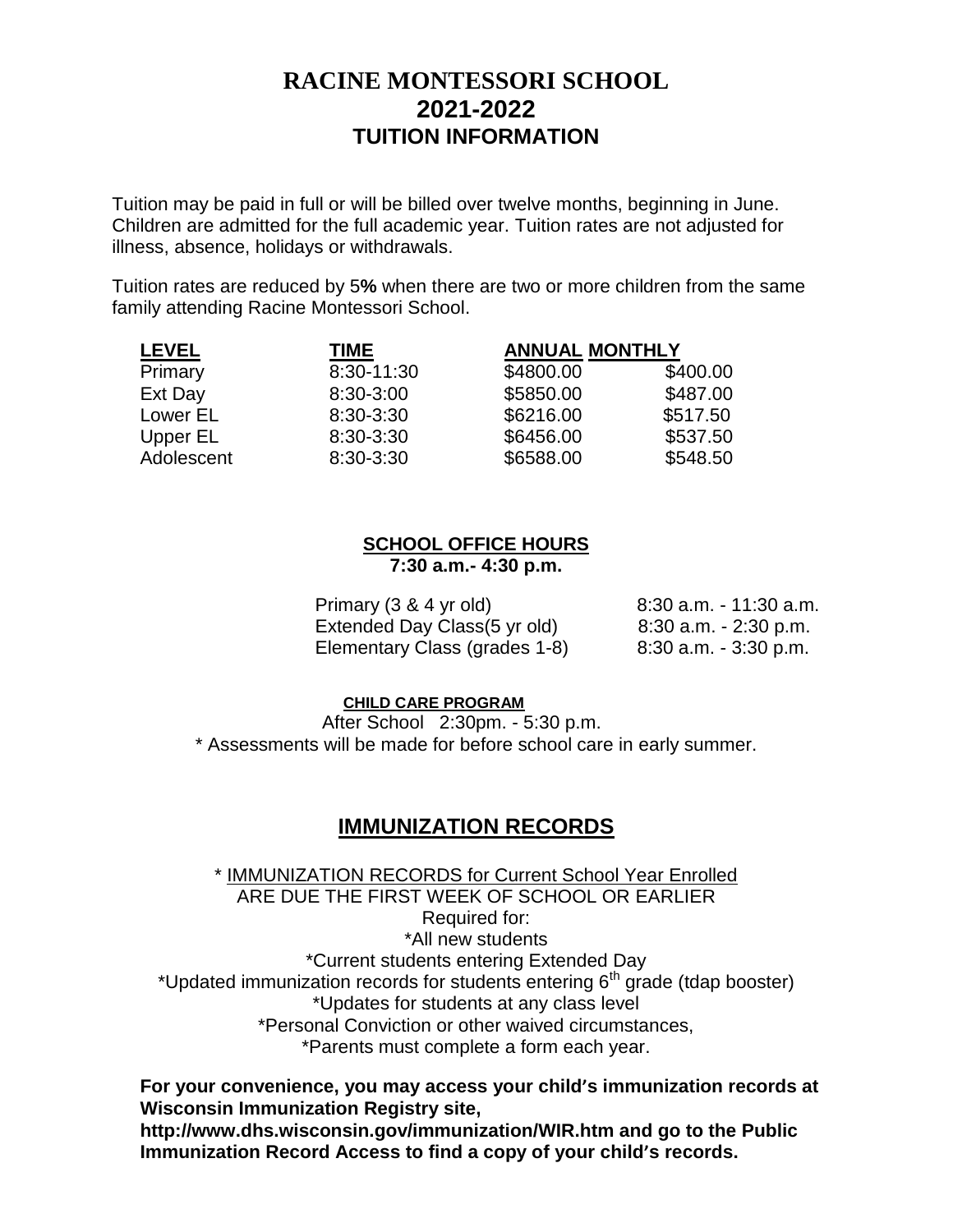# RACINE MONTESSORI SCHOOL
# 2021-2022
## TUITION INFORMATION

Tuition may be paid in full or will be billed over twelve months, beginning in June. Children are admitted for the full academic year. Tuition rates are not adjusted for illness, absence, holidays or withdrawals.

Tuition rates are reduced by 5**%** when there are two or more children from the same family attending Racine Montessori School.

| LEVEL | TIME | ANNUAL | MONTHLY |
|---|---|---|---|
| Primary | 8:30-11:30 | $4800.00 | $400.00 |
| Ext Day | 8:30-3:00 | $5850.00 | $487.00 |
| Lower EL | 8:30-3:30 | $6216.00 | $517.50 |
| Upper EL | 8:30-3:30 | $6456.00 | $537.50 |
| Adolescent | 8:30-3:30 | $6588.00 | $548.50 |

### SCHOOL OFFICE HOURS
**7:30 a.m.- 4:30 p.m.**

| | |
|---|---|
| Primary (3 & 4 yr old) | 8:30 a.m. - 11:30 a.m. |
| Extended Day Class(5 yr old) | 8:30 a.m. - 2:30 p.m. |
| Elementary Class (grades 1-8) | 8:30 a.m. - 3:30 p.m. |

#### CHILD CARE PROGRAM

After School 2:30pm. - 5:30 p.m.

* Assessments will be made for before school care in early summer.

## IMMUNIZATION RECORDS

* IMMUNIZATION RECORDS for Current School Year Enrolled
ARE DUE THE FIRST WEEK OF SCHOOL OR EARLIER
Required for:
*All new students
*Current students entering Extended Day
*Updated immunization records for students entering 6th grade (tdap booster)
*Updates for students at any class level
*Personal Conviction or other waived circumstances,
*Parents must complete a form each year.

**For your convenience, you may access your child's immunization records at Wisconsin Immunization Registry site, http://www.dhs.wisconsin.gov/immunization/WIR.htm and go to the Public Immunization Record Access to find a copy of your child's records.**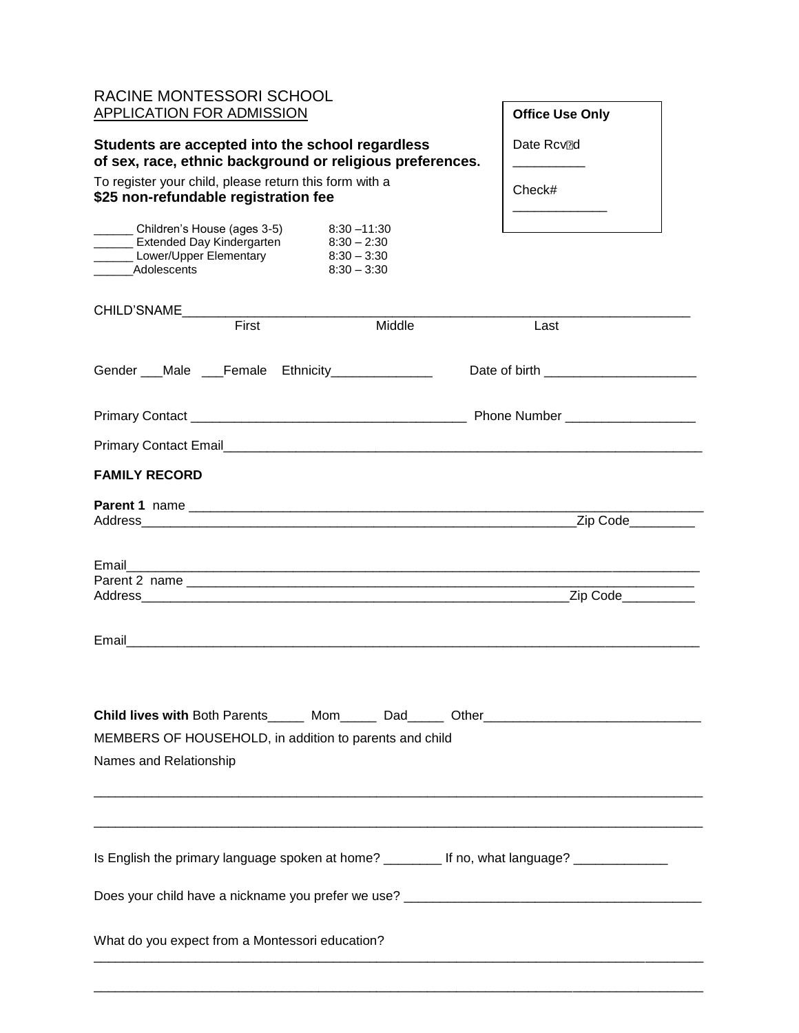RACINE MONTESSORI SCHOOL
APPLICATION FOR ADMISSION

| Office Use Only |
| --- |
| Date Rcv'd __________ |
| Check# _____________ |

**Students are accepted into the school regardless of sex, race, ethnic background or religious preferences.**

To register your child, please return this form with a **$25 non-refundable registration fee**

| | |
| --- | --- |
| ______ Children's House (ages 3-5) | 8:30 –11:30 |
| ______ Extended Day Kindergarten | 8:30 – 2:30 |
| ______ Lower/Upper Elementary | 8:30 – 3:30 |
| ______Adolescents | 8:30 – 3:30 |

CHILD'SNAME_____________________________________________________________________
First Middle Last

Gender ___Male ___Female Ethnicity______________ Date of birth ____________________

Primary Contact _____________________________________ Phone Number _________________

Primary Contact Email_____________________________________________________________

**FAMILY RECORD**

**Parent 1** name ____________________________________________________________________
Address__________________________________________________________Zip Code_________

Email_____________________________________________________________________________
Parent 2 name _____________________________________________________________________
Address_________________________________________________________Zip Code__________

Email_____________________________________________________________________________

**Child lives with** Both Parents_____ Mom_____ Dad_____ Other_____________________________

MEMBERS OF HOUSEHOLD, in addition to parents and child

Names and Relationship

_________________________________________________________________________________

_________________________________________________________________________________

Is English the primary language spoken at home? ________ If no, what language? _____________

Does your child have a nickname you prefer we use? ________________________________________

What do you expect from a Montessori education?
_________________________________________________________________________________

_________________________________________________________________________________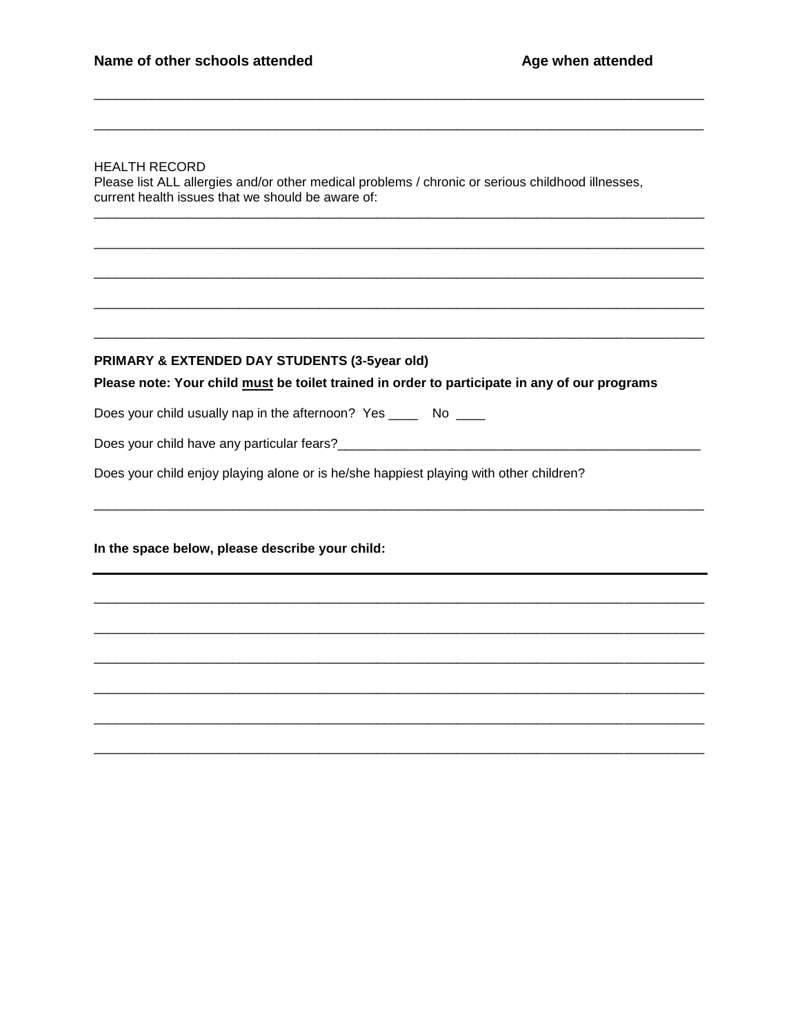**Name of other schools attended** **Age when attended**

_____________________________________________________________________________

_____________________________________________________________________________

HEALTH RECORD

Please list ALL allergies and/or other medical problems / chronic or serious childhood illnesses, current health issues that we should be aware of:

_____________________________________________________________________________

_____________________________________________________________________________

_____________________________________________________________________________

_____________________________________________________________________________

_____________________________________________________________________________

**PRIMARY & EXTENDED DAY STUDENTS (3-5year old)**

**Please note: Your child must be toilet trained in order to participate in any of our programs**

Does your child usually nap in the afternoon? Yes ____ No ____

Does your child have any particular fears?_______________________________________________

Does your child enjoy playing alone or is he/she happiest playing with other children?

_____________________________________________________________________________

**In the space below, please describe your child:**

_____________________________________________________________________________

_____________________________________________________________________________

_____________________________________________________________________________

_____________________________________________________________________________

_____________________________________________________________________________

_____________________________________________________________________________

_____________________________________________________________________________